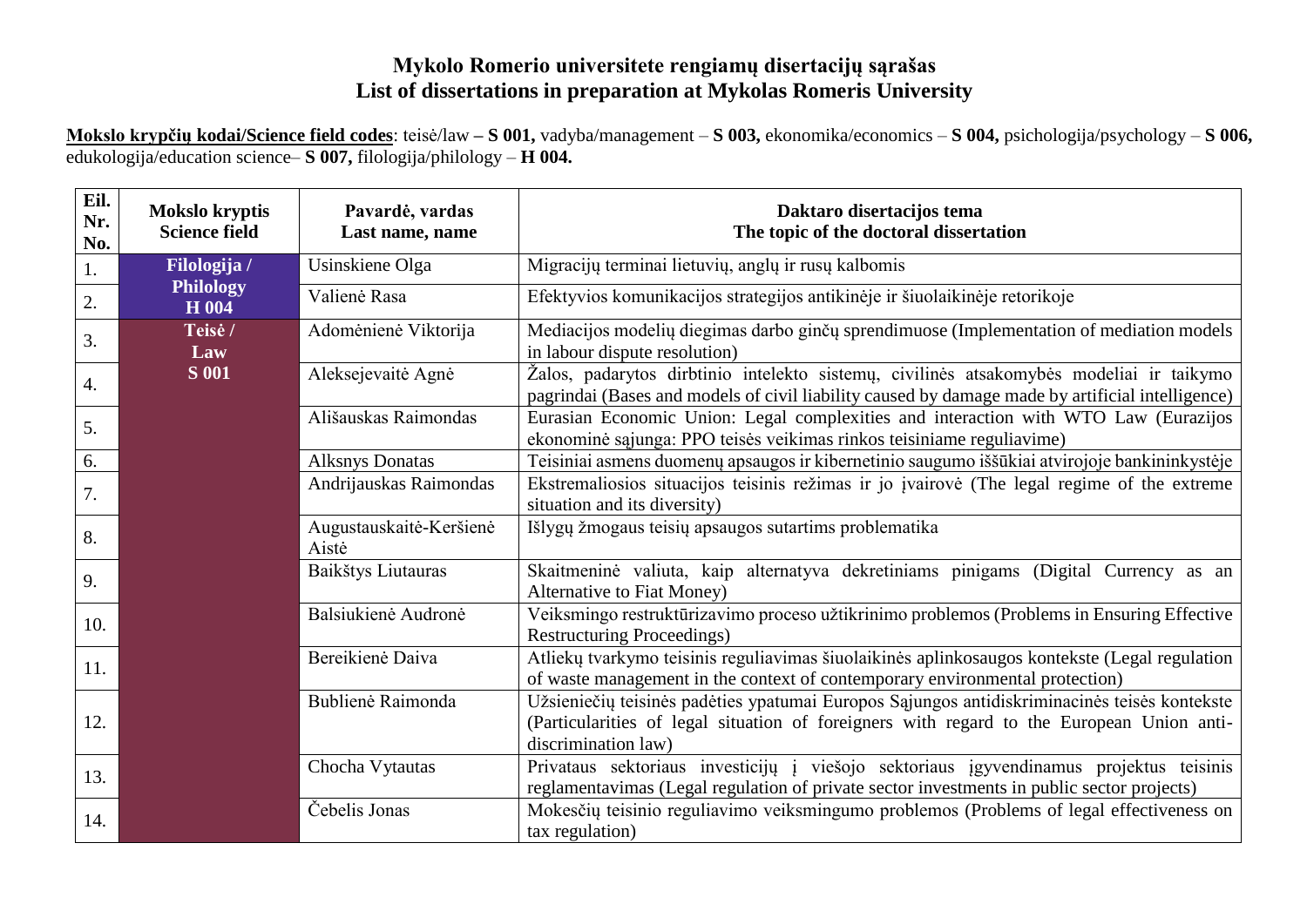# Mykolo Romerio universitete rengiamų disertacijų sąrašas
# List of dissertations in preparation at Mykolas Romeris University

**Mokslo krypčių kodai/Science field codes**: teisė/law **– S 001,** vadyba/management – **S 003,** ekonomika/economics – **S 004,** psichologija/psychology – **S 006,** edukologija/education science– **S 007,** filologija/philology – **H 004.**

| Eil. Nr. No. | Mokslo kryptis Science field | Pavardė, vardas Last name, name | Daktaro disertacijos tema The topic of the doctoral dissertation |
|---|---|---|---|
| 1. | Filologija / Philology H 004 | Usinskiene Olga | Migracijų terminai lietuvių, anglų ir rusų kalbomis |
| 2. | | Valienė Rasa | Efektyvios komunikacijos strategijos antikinėje ir šiuolaikinėje retorikoje |
| 3. | Teisė / Law S 001 | Adomėnienė Viktorija | Mediacijos modelių diegimas darbo ginčų sprendimuose (Implementation of mediation models in labour dispute resolution) |
| 4. | | Aleksejevaitė Agnė | Žalos, padarytos dirbtinio intelekto sistemų, civilinės atsakomybės modeliai ir taikymo pagrindai (Bases and models of civil liability caused by damage made by artificial intelligence) |
| 5. | | Ališauskas Raimondas | Eurasian Economic Union: Legal complexities and interaction with WTO Law (Eurazijos ekonominė sąjunga: PPO teisės veikimas rinkos teisiniame reguliavime) |
| 6. | | Alksnys Donatas | Teisiniai asmens duomenų apsaugos ir kibernetinio saugumo iššūkiai atvirojoje bankininkystėje |
| 7. | | Andrijauskas Raimondas | Ekstremaliosios situacijos teisinis režimas ir jo įvairovė (The legal regime of the extreme situation and its diversity) |
| 8. | | Augustauskaitė-Keršienė Aistė | Išlygų žmogaus teisių apsaugos sutartims problematika |
| 9. | | Baikštys Liutauras | Skaitmeninė valiuta, kaip alternatyva dekretiniams pinigams (Digital Currency as an Alternative to Fiat Money) |
| 10. | | Balsiukienė Audronė | Veiksmingo restruktūrizavimo proceso užtikrinimo problemos (Problems in Ensuring Effective Restructuring Proceedings) |
| 11. | | Bereikienė Daiva | Atliekų tvarkymo teisinis reguliavimas šiuolaikinės aplinkosaugos kontekste (Legal regulation of waste management in the context of contemporary environmental protection) |
| 12. | | Bublienė Raimonda | Užsieniečių teisinės padėties ypatumai Europos Sąjungos antidiskriminacinės teisės kontekste (Particularities of legal situation of foreigners with regard to the European Union anti-discrimination law) |
| 13. | | Chocha Vytautas | Privataus sektoriaus investicijų į viešojo sektoriaus įgyvendinamus projektus teisinis reglamentavimas (Legal regulation of private sector investments in public sector projects) |
| 14. | | Čebelis Jonas | Mokesčių teisinio reguliavimo veiksmingumo problemos (Problems of legal effectiveness on tax regulation) |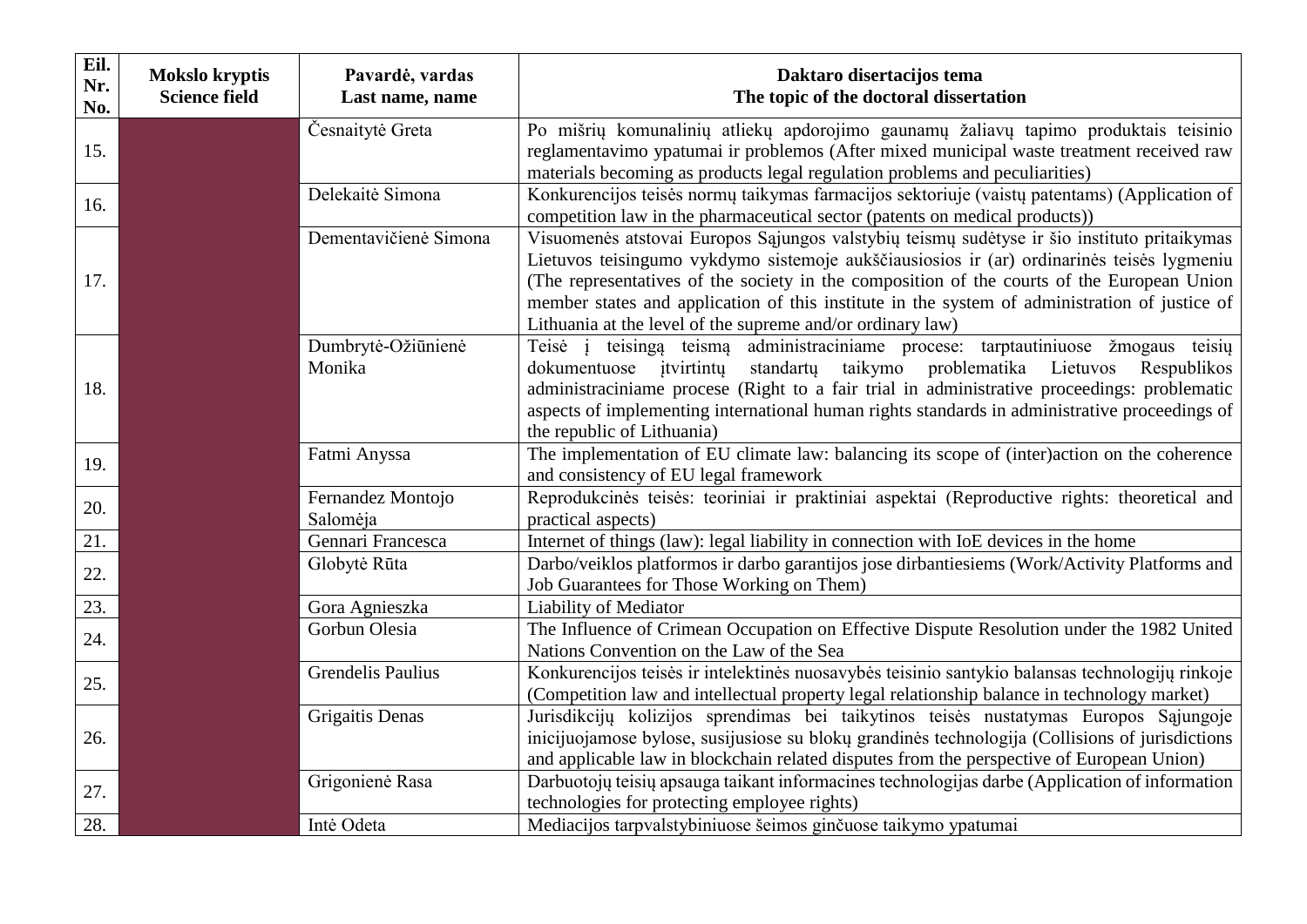| Eil. Nr. No. | Mokslo kryptis Science field | Pavardė, vardas Last name, name | Daktaro disertacijos tema The topic of the doctoral dissertation |
|---|---|---|---|
| 15. | | Česnaitytė Greta | Po mišrių komunalinių atliekų apdorojimo gaunamų žaliavų tapimo produktais teisinio reglamentavimo ypatumai ir problemos (After mixed municipal waste treatment received raw materials becoming as products legal regulation problems and peculiarities) |
| 16. | | Delekaitė Simona | Konkurencijos teisės normų taikymas farmacijos sektoriuje (vaistų patentams) (Application of competition law in the pharmaceutical sector (patents on medical products)) |
| 17. | | Dementavičienė Simona | Visuomenės atstovai Europos Sąjungos valstybių teismų sudėtyse ir šio instituto pritaikymas Lietuvos teisingumo vykdymo sistemoje aukščiausiosios ir (ar) ordinarinės teisės lygmeniu (The representatives of the society in the composition of the courts of the European Union member states and application of this institute in the system of administration of justice of Lithuania at the level of the supreme and/or ordinary law) |
| 18. | | Dumbrytė-Ožiūnienė Monika | Teisė į teisingą teismą administraciniame procese: tarptautiniuose žmogaus teisių dokumentuose įtvirtintų standartų taikymo problematika Lietuvos Respublikos administraciniame procese (Right to a fair trial in administrative proceedings: problematic aspects of implementing international human rights standards in administrative proceedings of the republic of Lithuania) |
| 19. | | Fatmi Anyssa | The implementation of EU climate law: balancing its scope of (inter)action on the coherence and consistency of EU legal framework |
| 20. | | Fernandez Montojo Salomėja | Reprodukcinės teisės: teoriniai ir praktiniai aspektai (Reproductive rights: theoretical and practical aspects) |
| 21. | | Gennari Francesca | Internet of things (law): legal liability in connection with IoE devices in the home |
| 22. | | Globytė Rūta | Darbo/veiklos platformos ir darbo garantijos jose dirbantiesiems (Work/Activity Platforms and Job Guarantees for Those Working on Them) |
| 23. | | Gora Agnieszka | Liability of Mediator |
| 24. | | Gorbun Olesia | The Influence of Crimean Occupation on Effective Dispute Resolution under the 1982 United Nations Convention on the Law of the Sea |
| 25. | | Grendelis Paulius | Konkurencijos teisės ir intelektinės nuosavybės teisinio santykio balansas technologijų rinkoje (Competition law and intellectual property legal relationship balance in technology market) |
| 26. | | Grigaitis Denas | Jurisdikcijų kolizijos sprendimas bei taikytinos teisės nustatymas Europos Sąjungoje inicijuojamose bylose, susijusiose su blokų grandinės technologija (Collisions of jurisdictions and applicable law in blockchain related disputes from the perspective of European Union) |
| 27. | | Grigonienė Rasa | Darbuotojų teisių apsauga taikant informacines technologijas darbe (Application of information technologies for protecting employee rights) |
| 28. | | Intė Odeta | Mediacijos tarpvalstybiniuose šeimos ginčuose taikymo ypatumai |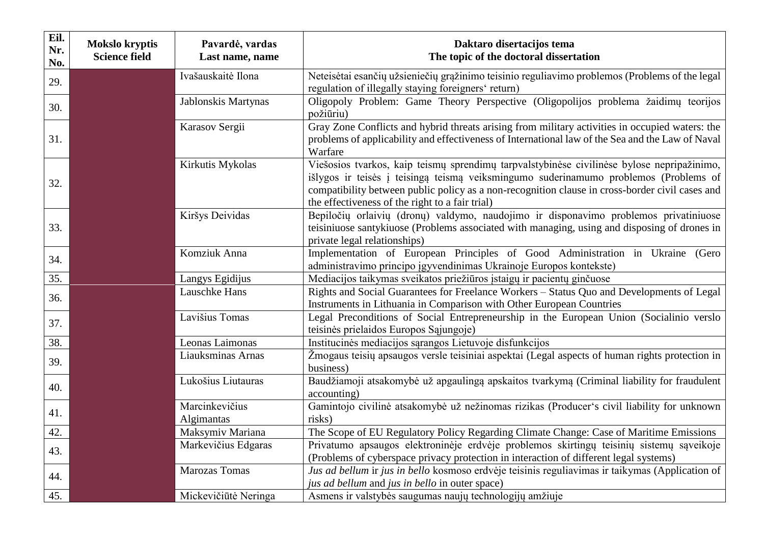| Eil. Nr. No. | Mokslo kryptis Science field | Pavardė, vardas Last name, name | Daktaro disertacijos tema The topic of the doctoral dissertation |
|---|---|---|---|
| 29. | | Ivašauskaitė Ilona | Neteisėtai esančių užsieniečių grąžinimo teisinio reguliavimo problemos (Problems of the legal regulation of illegally staying foreigners' return) |
| 30. | | Jablonskis Martynas | Oligopoly Problem: Game Theory Perspective (Oligopolijos problema žaidimų teorijos požiūriu) |
| 31. | | Karasov Sergii | Gray Zone Conflicts and hybrid threats arising from military activities in occupied waters: the problems of applicability and effectiveness of International law of the Sea and the Law of Naval Warfare |
| 32. | | Kirkutis Mykolas | Viešosios tvarkos, kaip teismų sprendimų tarpvalstybinėse civilinėse bylose nepripažinimo, išlygos ir teisės į teisingą teismą veiksmingumo suderinamumo problemos (Problems of compatibility between public policy as a non-recognition clause in cross-border civil cases and the effectiveness of the right to a fair trial) |
| 33. | | Kiršys Deividas | Bepiločių orlaivių (dronų) valdymo, naudojimo ir disponavimo problemos privatiniuose teisiniuose santykiuose (Problems associated with managing, using and disposing of drones in private legal relationships) |
| 34. | | Komziuk Anna | Implementation of European Principles of Good Administration in Ukraine (Gero administravimo principo įgyvendinimas Ukrainoje Europos kontekste) |
| 35. | | Langys Egidijus | Mediacijos taikymas sveikatos priežiūros įstaigų ir pacientų ginčuose |
| 36. | | Lauschke Hans | Rights and Social Guarantees for Freelance Workers – Status Quo and Developments of Legal Instruments in Lithuania in Comparison with Other European Countries |
| 37. | | Lavišius Tomas | Legal Preconditions of Social Entrepreneurship in the European Union (Socialinio verslo teisinės prielaidos Europos Sąjungoje) |
| 38. | | Leonas Laimonas | Institucinės mediacijos sąrangos Lietuvoje disfunkcijos |
| 39. | | Liauksminas Arnas | Žmogaus teisių apsaugos versle teisiniai aspektai (Legal aspects of human rights protection in business) |
| 40. | | Lukošius Liutauras | Baudžiamoji atsakomybė už apgaulingą apskaitos tvarkymą (Criminal liability for fraudulent accounting) |
| 41. | | Marcinkevičius Algimantas | Gamintojo civilinė atsakomybė už nežinomas rizikas (Producer's civil liability for unknown risks) |
| 42. | | Maksymiv Mariana | The Scope of EU Regulatory Policy Regarding Climate Change: Case of Maritime Emissions |
| 43. | | Markevičius Edgaras | Privatumo apsaugos elektroninėje erdvėje problemos skirtingų teisinių sistemų sąveikoje (Problems of cyberspace privacy protection in interaction of different legal systems) |
| 44. | | Marozas Tomas | *Jus ad bellum* ir *jus in bello* kosmoso erdvėje teisinis reguliavimas ir taikymas (Application of *jus ad bellum* and *jus in bello* in outer space) |
| 45. | | Mickevičiūtė Neringa | Asmens ir valstybės saugumas naujų technologijų amžiuje |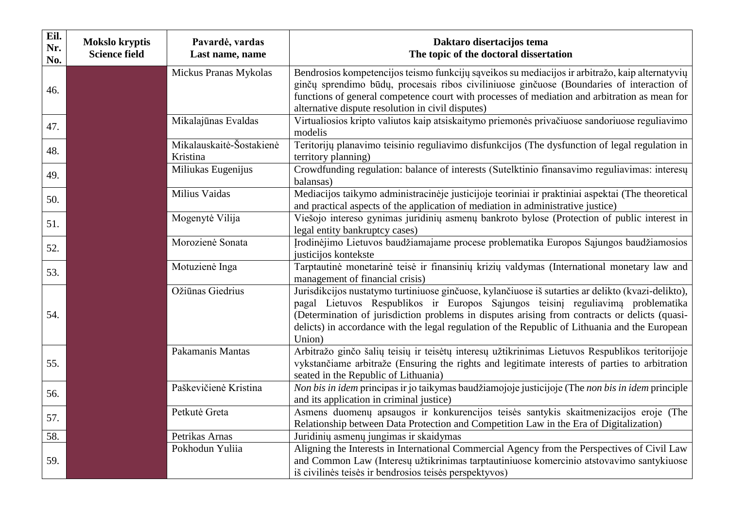| Eil. Nr. No. | Mokslo kryptis Science field | Pavardė, vardas Last name, name | Daktaro disertacijos tema The topic of the doctoral dissertation |
|---|---|---|---|
| 46. | | Mickus Pranas Mykolas | Bendrosios kompetencijos teismo funkcijų sąveikos su mediacijos ir arbitražo, kaip alternatyvių ginčų sprendimo būdų, procesais ribos civiliniuose ginčuose (Boundaries of interaction of functions of general competence court with processes of mediation and arbitration as mean for alternative dispute resolution in civil disputes) |
| 47. | | Mikalajūnas Evaldas | Virtualiosios kripto valiutos kaip atsiskaitymo priemonės privačiuose sandoriuose reguliavimo modelis |
| 48. | | Mikalauskaitė-Šostakienė Kristina | Teritorijų planavimo teisinio reguliavimo disfunkcijos (The dysfunction of legal regulation in territory planning) |
| 49. | | Miliukas Eugenijus | Crowdfunding regulation: balance of interests (Sutelktinio finansavimo reguliavimas: interesų balansas) |
| 50. | | Milius Vaidas | Mediacijos taikymo administracinėje justicijoje teoriniai ir praktiniai aspektai (The theoretical and practical aspects of the application of mediation in administrative justice) |
| 51. | | Mogenytė Vilija | Viešojo intereso gynimas juridinių asmenų bankroto bylose (Protection of public interest in legal entity bankruptcy cases) |
| 52. | | Morozienė Sonata | Įrodinėjimo Lietuvos baudžiamajame procese problematika Europos Sąjungos baudžiamosios justicijos kontekste |
| 53. | | Motuzienė Inga | Tarptautinė monetarinė teisė ir finansinių krizių valdymas (International monetary law and management of financial crisis) |
| 54. | | Ožiūnas Giedrius | Jurisdikcijos nustatymo turtiniuose ginčuose, kylančiuose iš sutarties ar delikto (kvazi-delikto), pagal Lietuvos Respublikos ir Europos Sąjungos teisinį reguliavimą problematika (Determination of jurisdiction problems in disputes arising from contracts or delicts (quasi-delicts) in accordance with the legal regulation of the Republic of Lithuania and the European Union) |
| 55. | | Pakamanis Mantas | Arbitražo ginčo šalių teisių ir teisėtų interesų užtikrinimas Lietuvos Respublikos teritorijoje vykstančiame arbitraže (Ensuring the rights and legitimate interests of parties to arbitration seated in the Republic of Lithuania) |
| 56. | | Paškevičienė Kristina | *Non bis in idem* principas ir jo taikymas baudžiamojoje justicijoje (The *non bis in idem* principle and its application in criminal justice) |
| 57. | | Petkutė Greta | Asmens duomenų apsaugos ir konkurencijos teisės santykis skaitmenizacijos eroje (The Relationship between Data Protection and Competition Law in the Era of Digitalization) |
| 58. | | Petrikas Arnas | Juridinių asmenų jungimas ir skaidymas |
| 59. | | Pokhodun Yuliia | Aligning the Interests in International Commercial Agency from the Perspectives of Civil Law and Common Law (Interesų užtikrinimas tarptautiniuose komercinio atstovavimo santykiuose iš civilinės teisės ir bendrosios teisės perspektyvos) |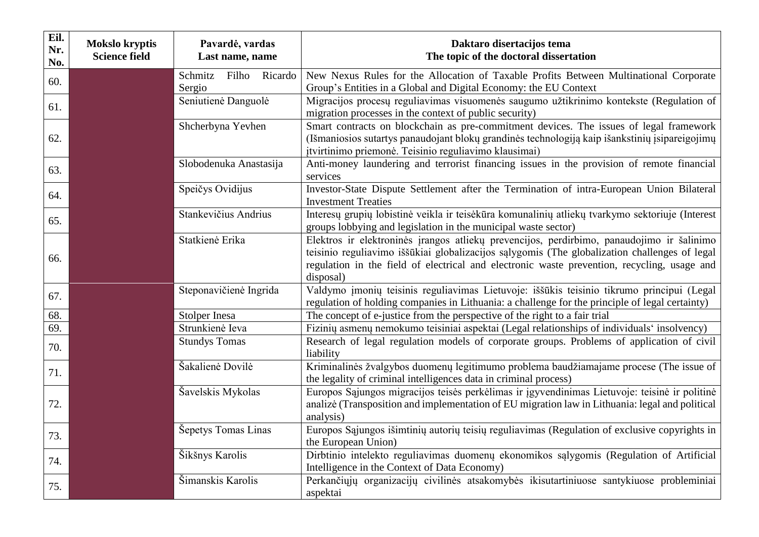| Eil. Nr. No. | Mokslo kryptis Science field | Pavardė, vardas Last name, name | Daktaro disertacijos tema The topic of the doctoral dissertation |
|---|---|---|---|
| 60. | | Schmitz Filho Ricardo Sergio | New Nexus Rules for the Allocation of Taxable Profits Between Multinational Corporate Group's Entities in a Global and Digital Economy: the EU Context |
| 61. | | Seniutienė Danguolė | Migracijos procesų reguliavimas visuomenės saugumo užtikrinimo kontekste (Regulation of migration processes in the context of public security) |
| 62. | | Shcherbyna Yevhen | Smart contracts on blockchain as pre-commitment devices. The issues of legal framework (Išmaniosios sutartys panaudojant blokų grandinės technologiją kaip išankstinių įsipareigojimų įtvirtinimo priemonė. Teisinio reguliavimo klausimai) |
| 63. | | Slobodenuka Anastasija | Anti-money laundering and terrorist financing issues in the provision of remote financial services |
| 64. | | Speičys Ovidijus | Investor-State Dispute Settlement after the Termination of intra-European Union Bilateral Investment Treaties |
| 65. | | Stankevičius Andrius | Interesų grupių lobistinė veikla ir teisėkūra komunalinių atliekų tvarkymo sektoriuje (Interest groups lobbying and legislation in the municipal waste sector) |
| 66. | | Statkienė Erika | Elektros ir elektroninės įrangos atliekų prevencijos, perdirbimo, panaudojimo ir šalinimo teisinio reguliavimo iššūkiai globalizacijos sąlygomis (The globalization challenges of legal regulation in the field of electrical and electronic waste prevention, recycling, usage and disposal) |
| 67. | | Steponavičienė Ingrida | Valdymo įmonių teisinis reguliavimas Lietuvoje: iššūkis teisinio tikrumo principui (Legal regulation of holding companies in Lithuania: a challenge for the principle of legal certainty) |
| 68. | | Stolper Inesa | The concept of e-justice from the perspective of the right to a fair trial |
| 69. | | Strunkienė Ieva | Fizinių asmenų nemokumo teisiniai aspektai (Legal relationships of individuals' insolvency) |
| 70. | | Stundys Tomas | Research of legal regulation models of corporate groups. Problems of application of civil liability |
| 71. | | Šakalienė Dovilė | Kriminalinės žvalgybos duomenų legitimumo problema baudžiamajame procese (The issue of the legality of criminal intelligences data in criminal process) |
| 72. | | Šavelskis Mykolas | Europos Sąjungos migracijos teisės perkėlimas ir įgyvendinimas Lietuvoje: teisinė ir politinė analizė (Transposition and implementation of EU migration law in Lithuania: legal and political analysis) |
| 73. | | Šepetys Tomas Linas | Europos Sąjungos išimtinių autorių teisių reguliavimas (Regulation of exclusive copyrights in the European Union) |
| 74. | | Šikšnys Karolis | Dirbtinio intelekto reguliavimas duomenų ekonomikos sąlygomis (Regulation of Artificial Intelligence in the Context of Data Economy) |
| 75. | | Šimanskis Karolis | Perkančiųjų organizacijų civilinės atsakomybės ikisutartiniuose santykiuose probleminiai aspektai |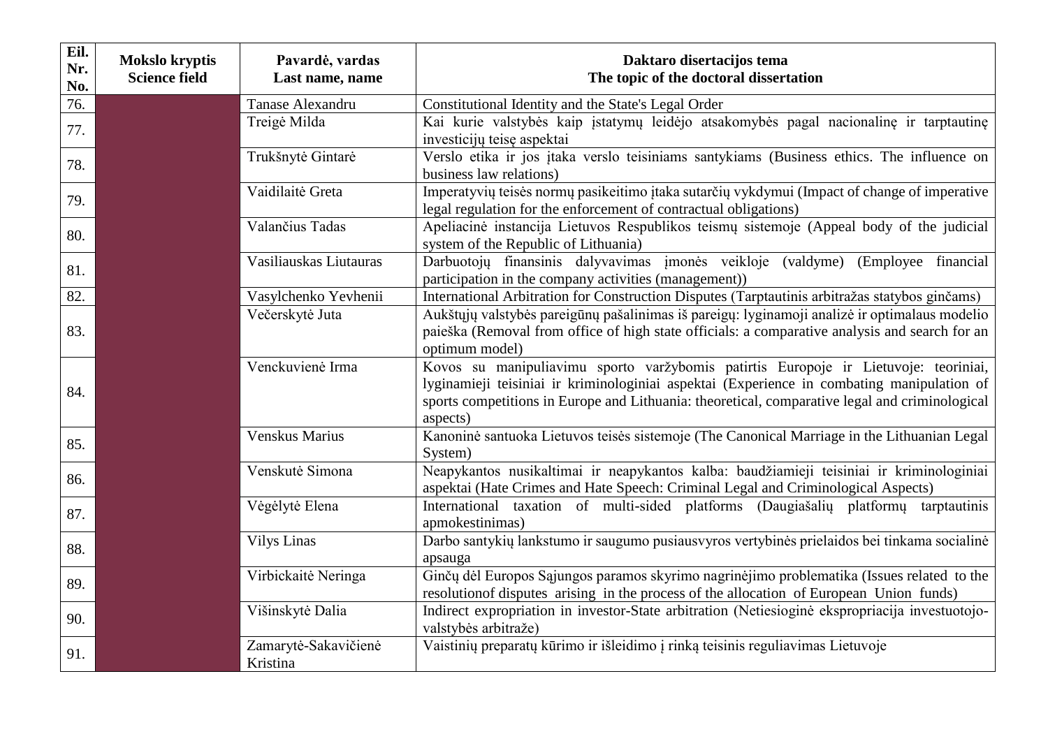| Eil. Nr. No. | Mokslo kryptis Science field | Pavardė, vardas Last name, name | Daktaro disertacijos tema The topic of the doctoral dissertation |
|---|---|---|---|
| 76. | | Tanase Alexandru | Constitutional Identity and the State's Legal Order |
| 77. | | Treigė Milda | Kai kurie valstybės kaip įstatymų leidėjo atsakomybės pagal nacionalinę ir tarptautinę investicijų teisę aspektai |
| 78. | | Trukšnytė Gintarė | Verslo etika ir jos įtaka verslo teisiniams santykiams (Business ethics. The influence on business law relations) |
| 79. | | Vaidilaitė Greta | Imperatyvių teisės normų pasikeitimo įtaka sutarčių vykdymui (Impact of change of imperative legal regulation for the enforcement of contractual obligations) |
| 80. | | Valančius Tadas | Apeliacinė instancija Lietuvos Respublikos teismų sistemoje (Appeal body of the judicial system of the Republic of Lithuania) |
| 81. | | Vasiliauskas Liutauras | Darbuotojų finansinis dalyvavimas įmonės veikloje (valdyme) (Employee financial participation in the company activities (management)) |
| 82. | | Vasylchenko Yevhenii | International Arbitration for Construction Disputes (Tarptautinis arbitražas statybos ginčams) |
| 83. | | Večerskytė Juta | Aukštųjų valstybės pareigūnų pašalinimas iš pareigų: lyginamoji analizė ir optimalaus modelio paieška (Removal from office of high state officials: a comparative analysis and search for an optimum model) |
| 84. | | Venckuvienė Irma | Kovos su manipuliavimu sporto varžybomis patirtis Europoje ir Lietuvoje: teoriniai, lyginamieji teisiniai ir kriminologiniai aspektai (Experience in combating manipulation of sports competitions in Europe and Lithuania: theoretical, comparative legal and criminological aspects) |
| 85. | | Venskus Marius | Kanoninė santuoka Lietuvos teisės sistemoje (The Canonical Marriage in the Lithuanian Legal System) |
| 86. | | Venskutė Simona | Neapykantos nusikaltimai ir neapykantos kalba: baudžiamieji teisiniai ir kriminologiniai aspektai (Hate Crimes and Hate Speech: Criminal Legal and Criminological Aspects) |
| 87. | | Vėgėlytė Elena | International taxation of multi-sided platforms (Daugiašalių platformų tarptautinis apmokestinimas) |
| 88. | | Vilys Linas | Darbo santykių lankstumo ir saugumo pusiausvyros vertybinės prielaidos bei tinkama socialinė apsauga |
| 89. | | Virbickaitė Neringa | Ginčų dėl Europos Sąjungos paramos skyrimo nagrinėjimo problematika (Issues related to the resolutionof disputes arising in the process of the allocation of European Union funds) |
| 90. | | Višinskytė Dalia | Indirect expropriation in investor-State arbitration (Netiesioginė ekspropriacija investuotojo-valstybės arbitraže) |
| 91. | | Zamarytė-Sakavičienė Kristina | Vaistinių preparatų kūrimo ir išleidimo į rinką teisinis reguliavimas Lietuvoje |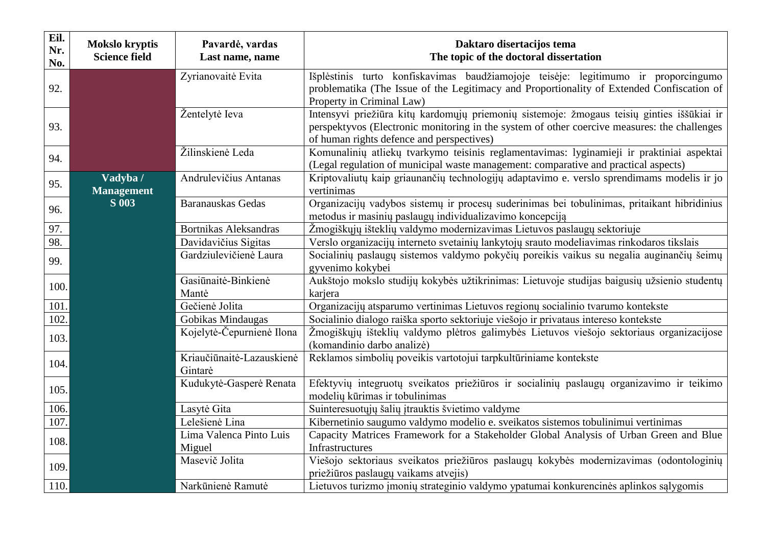| Eil. Nr. No. | Mokslo kryptis Science field | Pavardė, vardas Last name, name | Daktaro disertacijos tema The topic of the doctoral dissertation |
|---|---|---|---|
| 92. | | Zyrianovaitė Evita | Išplėstinis turto konfiskavimas baudžiamojoje teisėje: legitimumo ir proporcingumo problematika (The Issue of the Legitimacy and Proportionality of Extended Confiscation of Property in Criminal Law) |
| 93. | | Žentelytė Ieva | Intensyvi priežiūra kitų kardomųjų priemonių sistemoje: žmogaus teisių ginties iššūkiai ir perspektyvos (Electronic monitoring in the system of other coercive measures: the challenges of human rights defence and perspectives) |
| 94. | | Žilinskienė Leda | Komunalinių atliekų tvarkymo teisinis reglamentavimas: lyginamieji ir praktiniai aspektai (Legal regulation of municipal waste management: comparative and practical aspects) |
| 95. | **Vadyba / Management S 003** | Andrulevičius Antanas | Kriptovaliutų kaip griaunančių technologijų adaptavimo e. verslo sprendimams modelis ir jo vertinimas |
| 96. | | Baranauskas Gedas | Organizacijų vadybos sistemų ir procesų suderinimas bei tobulinimas, pritaikant hibridinius metodus ir masinių paslaugų individualizavimo koncepciją |
| 97. | | Bortnikas Aleksandras | Žmogiškųjų išteklių valdymo modernizavimas Lietuvos paslaugų sektoriuje |
| 98. | | Davidavičius Sigitas | Verslo organizacijų interneto svetainių lankytojų srauto modeliavimas rinkodaros tikslais |
| 99. | | Gardziulevičienė Laura | Socialinių paslaugų sistemos valdymo pokyčių poreikis vaikus su negalia auginančių šeimų gyvenimo kokybei |
| 100. | | Gasiūnaitė-Binkienė Mantė | Aukštojo mokslo studijų kokybės užtikrinimas: Lietuvoje studijas baigusių užsienio studentų karjera |
| 101. | | Gečienė Jolita | Organizacijų atsparumo vertinimas Lietuvos regionų socialinio tvarumo kontekste |
| 102. | | Gobikas Mindaugas | Socialinio dialogo raiška sporto sektoriuje viešojo ir privataus intereso kontekste |
| 103. | | Kojelytė-Čepurnienė Ilona | Žmogiškųjų išteklių valdymo plėtros galimybės Lietuvos viešojo sektoriaus organizacijose (komandinio darbo analizė) |
| 104. | | Kriaučiūnaitė-Lazauskienė Gintarė | Reklamos simbolių poveikis vartotojui tarpkultūriniame kontekste |
| 105. | | Kudukytė-Gasperė Renata | Efektyvių integruotų sveikatos priežiūros ir socialinių paslaugų organizavimo ir teikimo modelių kūrimas ir tobulinimas |
| 106. | | Lasytė Gita | Suinteresuotųjų šalių įtrauktis švietimo valdyme |
| 107. | | Lelešienė Lina | Kibernetinio saugumo valdymo modelio e. sveikatos sistemos tobulinimui vertinimas |
| 108. | | Lima Valenca Pinto Luis Miguel | Capacity Matrices Framework for a Stakeholder Global Analysis of Urban Green and Blue Infrastructures |
| 109. | | Masevič Jolita | Viešojo sektoriaus sveikatos priežiūros paslaugų kokybės modernizavimas (odontologinių priežiūros paslaugų vaikams atvejis) |
| 110. | | Narkūnienė Ramutė | Lietuvos turizmo įmonių strateginio valdymo ypatumai konkurencinės aplinkos sąlygomis |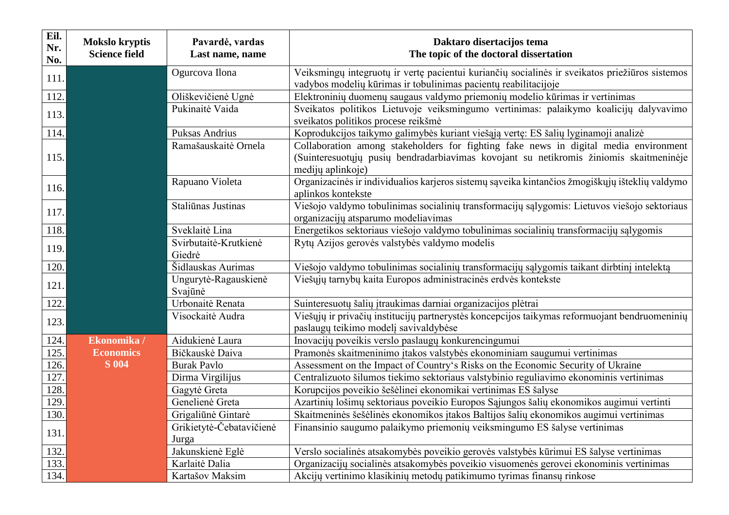| Eil. Nr. No. | Mokslo kryptis Science field | Pavardė, vardas Last name, name | Daktaro disertacijos tema The topic of the doctoral dissertation |
|---|---|---|---|
| 111. | | Ogurcova Ilona | Veiksmingų integruotų ir vertę pacientui kuriančių socialinės ir sveikatos priežiūros sistemos vadybos modelių kūrimas ir tobulinimas pacientų reabilitacijoje |
| 112. | | Oliškevičienė Ugnė | Elektroninių duomenų saugaus valdymo priemonių modelio kūrimas ir vertinimas |
| 113. | | Pukinaitė Vaida | Sveikatos politikos Lietuvoje veiksmingumo vertinimas: palaikymo koalicijų dalyvavimo sveikatos politikos procese reikšmė |
| 114. | | Puksas Andrius | Koprodukcijos taikymo galimybės kuriant viešąją vertę: ES šalių lyginamoji analizė |
| 115. | | Ramašauskaitė Ornela | Collaboration among stakeholders for fighting fake news in digital media environment (Suinteresuotųjų pusių bendradarbiavimas kovojant su netikromis žiniomis skaitmeninėje medijų aplinkoje) |
| 116. | | Rapuano Violeta | Organizacinės ir individualios karjeros sistemų sąveika kintančios žmogiškųjų išteklių valdymo aplinkos kontekste |
| 117. | | Staliūnas Justinas | Viešojo valdymo tobulinimas socialinių transformacijų sąlygomis: Lietuvos viešojo sektoriaus organizacijų atsparumo modeliavimas |
| 118. | | Sveklaitė Lina | Energetikos sektoriaus viešojo valdymo tobulinimas socialinių transformacijų sąlygomis |
| 119. | | Svirbutaitė-Krutkienė Giedrė | Rytų Azijos gerovės valstybės valdymo modelis |
| 120. | | Šidlauskas Aurimas | Viešojo valdymo tobulinimas socialinių transformacijų sąlygomis taikant dirbtinį intelektą |
| 121. | | Ungurytė-Ragauskienė Svajūnė | Viešųjų tarnybų kaita Europos administracinės erdvės kontekste |
| 122. | | Urbonaitė Renata | Suinteresuotų šalių įtraukimas darniai organizacijos plėtrai |
| 123. | | Visockaitė Audra | Viešųjų ir privačių institucijų partnerystės koncepcijos taikymas reformuojant bendruomeninių paslaugų teikimo modelį savivaldybėse |
| 124. | **Ekonomika / Economics S 004** | Aidukienė Laura | Inovacijų poveikis verslo paslaugų konkurencingumui |
| 125. | | Bičkauskė Daiva | Pramonės skaitmeninimo įtakos valstybės ekonominiam saugumui vertinimas |
| 126. | | Burak Pavlo | Assessment on the Impact of Country‘s Risks on the Economic Security of Ukraine |
| 127. | | Dirma Virgilijus | Centralizuoto šilumos tiekimo sektoriaus valstybinio reguliavimo ekonominis vertinimas |
| 128. | | Gagytė Greta | Korupcijos poveikio šešėlinei ekonomikai vertinimas ES šalyse |
| 129. | | Genelienė Greta | Azartinių lošimų sektoriaus poveikio Europos Sąjungos šalių ekonomikos augimui vertinti |
| 130. | | Grigaliūnė Gintarė | Skaitmeninės šešėlinės ekonomikos įtakos Baltijos šalių ekonomikos augimui vertinimas |
| 131. | | Grikietytė-Čebatavičienė Jurga | Finansinio saugumo palaikymo priemonių veiksmingumo ES šalyse vertinimas |
| 132. | | Jakunskienė Eglė | Verslo socialinės atsakomybės poveikio gerovės valstybės kūrimui ES šalyse vertinimas |
| 133. | | Karlaitė Dalia | Organizacijų socialinės atsakomybės poveikio visuomenės gerovei ekonominis vertinimas |
| 134. | | Kartašov Maksim | Akcijų vertinimo klasikinių metodų patikimumo tyrimas finansų rinkose |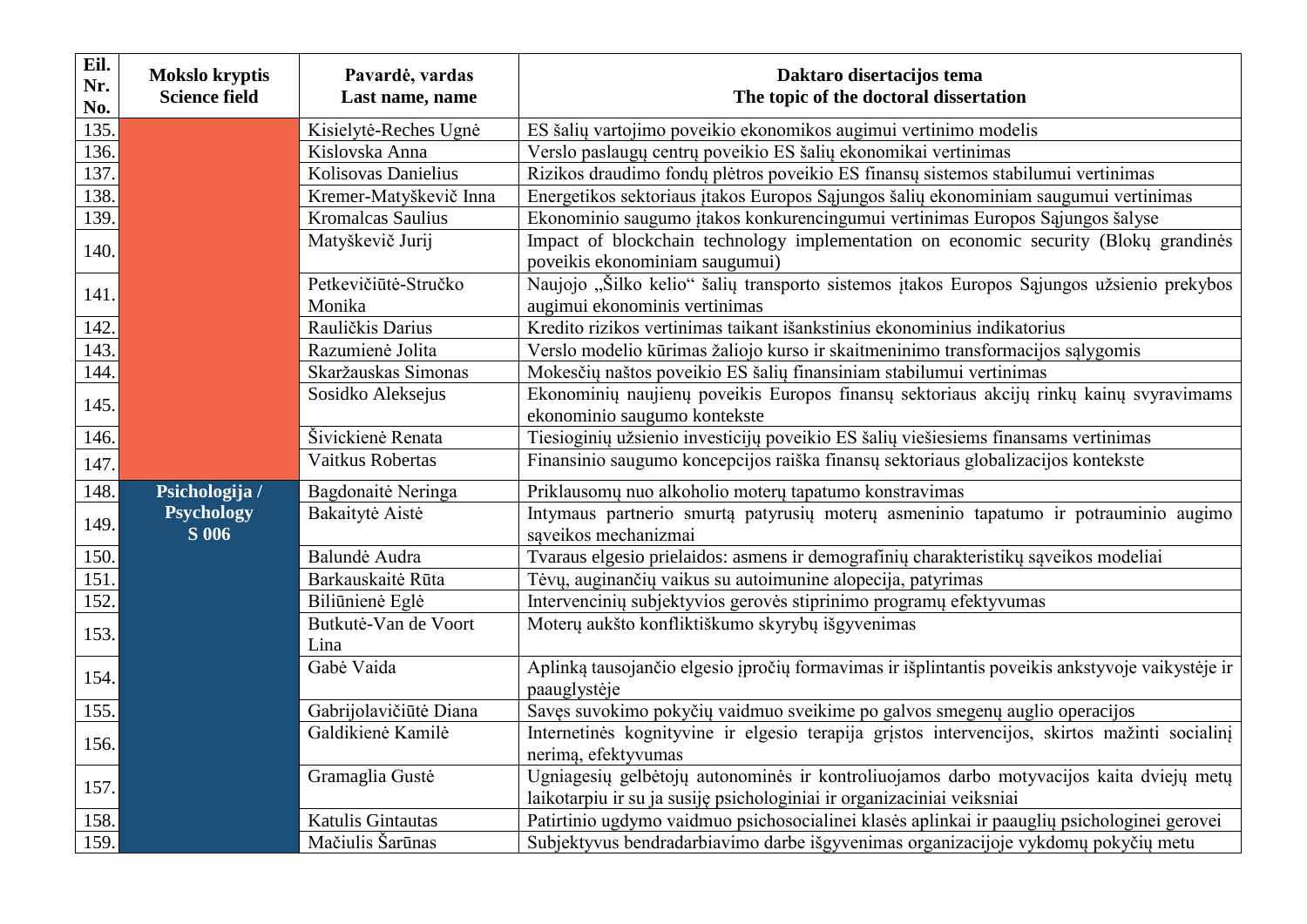| Eil. Nr. No. | Mokslo kryptis Science field | Pavardė, vardas Last name, name | Daktaro disertacijos tema The topic of the doctoral dissertation |
|---|---|---|---|
| 135. | | Kisielytė-Reches Ugnė | ES šalių vartojimo poveikio ekonomikos augimui vertinimo modelis |
| 136. | | Kislovska Anna | Verslo paslaugų centrų poveikio ES šalių ekonomikai vertinimas |
| 137. | | Kolisovas Danielius | Rizikos draudimo fondų plėtros poveikio ES finansų sistemos stabilumui vertinimas |
| 138. | | Kremer-Matyškevič Inna | Energetikos sektoriaus įtakos Europos Sąjungos šalių ekonominiam saugumui vertinimas |
| 139. | | Kromalcas Saulius | Ekonominio saugumo įtakos konkurencingumui vertinimas Europos Sąjungos šalyse |
| 140. | | Matyškevič Jurij | Impact of blockchain technology implementation on economic security (Blokų grandinės poveikis ekonominiam saugumui) |
| 141. | | Petkevičiūtė-Stručko Monika | Naujojo „Šilko kelio" šalių transporto sistemos įtakos Europos Sąjungos užsienio prekybos augimui ekonominis vertinimas |
| 142. | | Rauličkis Darius | Kredito rizikos vertinimas taikant išankstinius ekonominius indikatorius |
| 143. | | Razumienė Jolita | Verslo modelio kūrimas žaliojo kurso ir skaitmeninimo transformacijos sąlygomis |
| 144. | | Skaržauskas Simonas | Mokesčių naštos poveikio ES šalių finansiniam stabilumui vertinimas |
| 145. | | Sosidko Aleksejus | Ekonominių naujienų poveikis Europos finansų sektoriaus akcijų rinkų kainų svyravimams ekonominio saugumo kontekste |
| 146. | | Šivickienė Renata | Tiesioginių užsienio investicijų poveikio ES šalių viešiesiems finansams vertinimas |
| 147. | | Vaitkus Robertas | Finansinio saugumo koncepcijos raiška finansų sektoriaus globalizacijos kontekste |
| 148. | **Psichologija / Psychology S 006** | Bagdonaitė Neringa | Priklausomų nuo alkoholio moterų tapatumo konstravimas |
| 149. | | Bakaitytė Aistė | Intymaus partnerio smurtą patyrusių moterų asmeninio tapatumo ir potrauminio augimo sąveikos mechanizmai |
| 150. | | Balundė Audra | Tvaraus elgesio prielaidos: asmens ir demografinių charakteristikų sąveikos modeliai |
| 151. | | Barkauskaitė Rūta | Tėvų, auginančių vaikus su autoimunine alopecija, patyrimas |
| 152. | | Biliūnienė Eglė | Intervencinių subjektyvios gerovės stiprinimo programų efektyvumas |
| 153. | | Butkutė-Van de Voort Lina | Moterų aukšto konfliktiškumo skyrybų išgyvenimas |
| 154. | | Gabė Vaida | Aplinką tausojančio elgesio įpročių formavimas ir išplintantis poveikis ankstyvoje vaikystėje ir paauglystėje |
| 155. | | Gabrijolavičiūtė Diana | Savęs suvokimo pokyčių vaidmuo sveikime po galvos smegenų auglio operacijos |
| 156. | | Galdikienė Kamilė | Internetinės kognityvine ir elgesio terapija grįstos intervencijos, skirtos mažinti socialinį nerimą, efektyvumas |
| 157. | | Gramaglia Gustė | Ugniagesių gelbėtojų autonominės ir kontroliuojamos darbo motyvacijos kaita dviejų metų laikotarpiu ir su ja susiję psichologiniai ir organizaciniai veiksniai |
| 158. | | Katulis Gintautas | Patirtinio ugdymo vaidmuo psichosocialinei klasės aplinkai ir paauglių psichologinei gerovei |
| 159. | | Mačiulis Šarūnas | Subjektyvus bendradarbiavimo darbe išgyvenimas organizacijoje vykdomų pokyčių metu |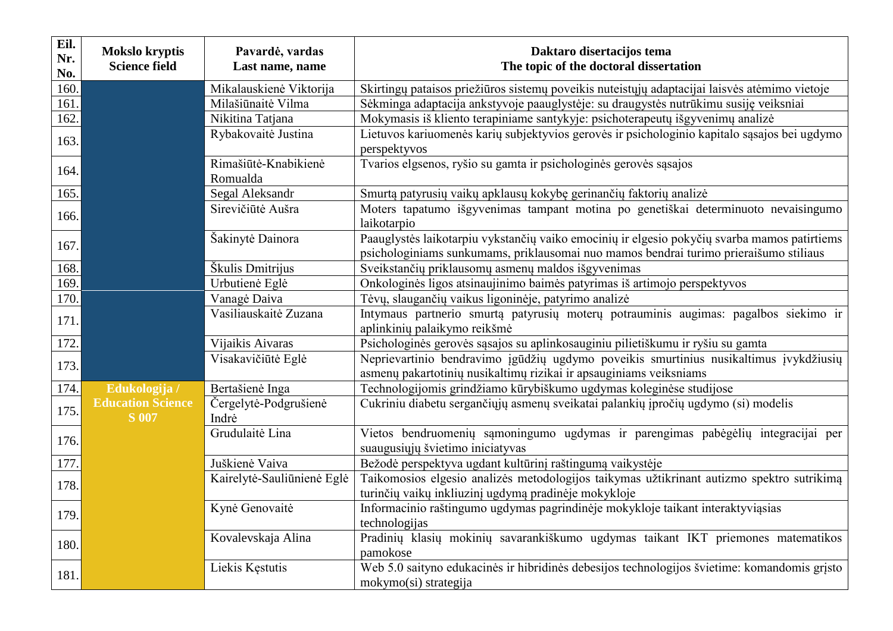| Eil. Nr. No. | Mokslo kryptis Science field | Pavardė, vardas Last name, name | Daktaro disertacijos tema The topic of the doctoral dissertation |
|---|---|---|---|
| 160. | | Mikalauskienė Viktorija | Skirtingų pataisos priežiūros sistemų poveikis nuteistųjų adaptacijai laisvės atėmimo vietoje |
| 161. | | Milašiūnaitė Vilma | Sėkminga adaptacija ankstyvoje paauglystėje: su draugystės nutrūkimu susiję veiksniai |
| 162. | | Nikitina Tatjana | Mokymasis iš kliento terapiniame santykyje: psichoterapeutų išgyvenimų analizė |
| 163. | | Rybakovaitė Justina | Lietuvos kariuomenės karių subjektyvios gerovės ir psichologinio kapitalo sąsajos bei ugdymo perspektyvos |
| 164. | | Rimašiūtė-Knabikienė Romualda | Tvarios elgsenos, ryšio su gamta ir psichologinės gerovės sąsajos |
| 165. | | Segal Aleksandr | Smurtą patyrusių vaikų apklausų kokybę gerinančių faktorių analizė |
| 166. | | Sirevičiūtė Aušra | Moters tapatumo išgyvenimas tampant motina po genetiškai determinuoto nevaisingumo laikotarpio |
| 167. | | Šakinytė Dainora | Paauglystės laikotarpiu vykstančių vaiko emocinių ir elgesio pokyčių svarba mamos patirtiems psichologiniams sunkumams, priklausomai nuo mamos bendrai turimo prieraišumo stiliaus |
| 168. | | Škulis Dmitrijus | Sveikstančių priklausomų asmenų maldos išgyvenimas |
| 169. | | Urbutienė Eglė | Onkologinės ligos atsinaujinimo baimės patyrimas iš artimojo perspektyvos |
| 170. | | Vanagė Daiva | Tėvų, slaugančių vaikus ligoninėje, patyrimo analizė |
| 171. | | Vasiliauskaitė Zuzana | Intymaus partnerio smurtą patyrusių moterų potrauminis augimas: pagalbos siekimo ir aplinkinių palaikymo reikšmė |
| 172. | | Vijaikis Aivaras | Psichologinės gerovės sąsajos su aplinkosauginiu pilietiškumu ir ryšiu su gamta |
| 173. | | Visakavičiūtė Eglė | Neprievartinio bendravimo įgūdžių ugdymo poveikis smurtinius nusikaltimus įvykdžiusių asmenų pakartotinių nusikaltimų rizikai ir apsauginiams veiksniams |
| 174. | **Edukologija / Education Science S 007** | Bertašienė Inga | Technologijomis grindžiamo kūrybiškumo ugdymas koleginėse studijose |
| 175. | | Čergelytė-Podgrušienė Indrė | Cukriniu diabetu sergančiųjų asmenų sveikatai palankių įpročių ugdymo (si) modelis |
| 176. | | Grudulaitė Lina | Vietos bendruomenių sąmoningumo ugdymas ir parengimas pabėgėlių integracijai per suaugusiųjų švietimo iniciatyvas |
| 177. | | Juškienė Vaiva | Bežodė perspektyva ugdant kultūrinį raštingumą vaikystėje |
| 178. | | Kairelytė-Sauliūnienė Eglė | Taikomosios elgesio analizės metodologijos taikymas užtikrinant autizmo spektro sutrikimą turinčių vaikų inkliuzinį ugdymą pradinėje mokykloje |
| 179. | | Kynė Genovaitė | Informacinio raštingumo ugdymas pagrindinėje mokykloje taikant interaktyviąsias technologijas |
| 180. | | Kovalevskaja Alina | Pradinių klasių mokinių savarankiškumo ugdymas taikant IKT priemones matematikos pamokose |
| 181. | | Liekis Kęstutis | Web 5.0 saityno edukacinės ir hibridinės debesijos technologijos švietime: komandomis grįsto mokymo(si) strategija |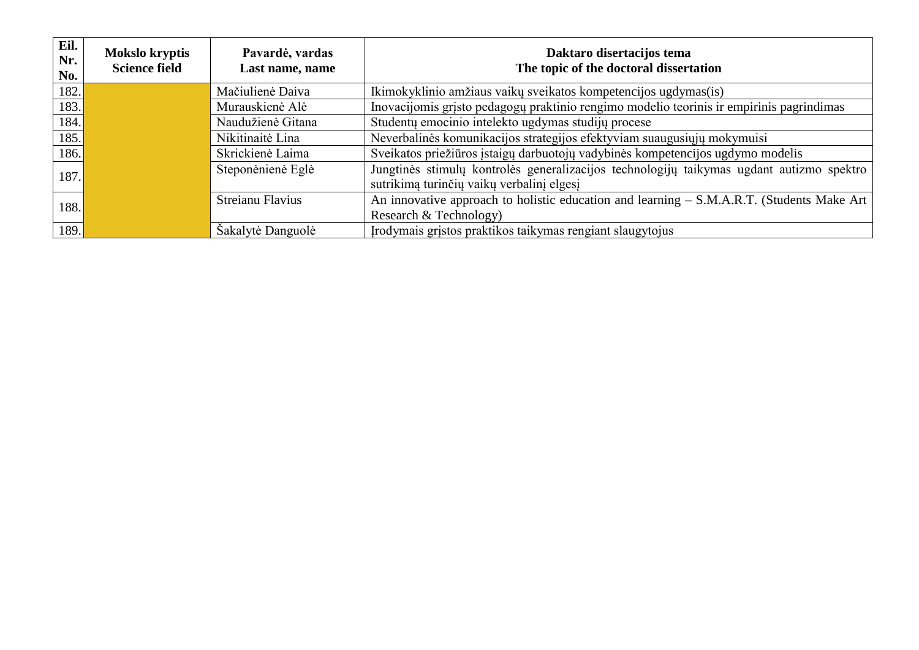| Eil. Nr. No. | Mokslo kryptis Science field | Pavardė, vardas Last name, name | Daktaro disertacijos tema The topic of the doctoral dissertation |
|---|---|---|---|
| 182. | | Mačiulienė Daiva | Ikimokyklinio amžiaus vaikų sveikatos kompetencijos ugdymas(is) |
| 183. | | Murauskienė Alė | Inovacijomis grįsto pedagogų praktinio rengimo modelio teorinis ir empirinis pagrindimas |
| 184. | | Naudužienė Gitana | Studentų emocinio intelekto ugdymas studijų procese |
| 185. | | Nikitinaitė Lina | Neverbalinės komunikacijos strategijos efektyviam suaugusiųjų mokymuisi |
| 186. | | Skrickienė Laima | Sveikatos priežiūros įstaigų darbuotojų vadybinės kompetencijos ugdymo modelis |
| 187. | | Steponėnienė Eglė | Jungtinės stimulų kontrolės generalizacijos technologijų taikymas ugdant autizmo spektro sutrikimą turinčių vaikų verbalinį elgesį |
| 188. | | Streianu Flavius | An innovative approach to holistic education and learning – S.M.A.R.T. (Students Make Art Research & Technology) |
| 189. | | Šakalytė Danguolė | Įrodymais grįstos praktikos taikymas rengiant slaugytojus |